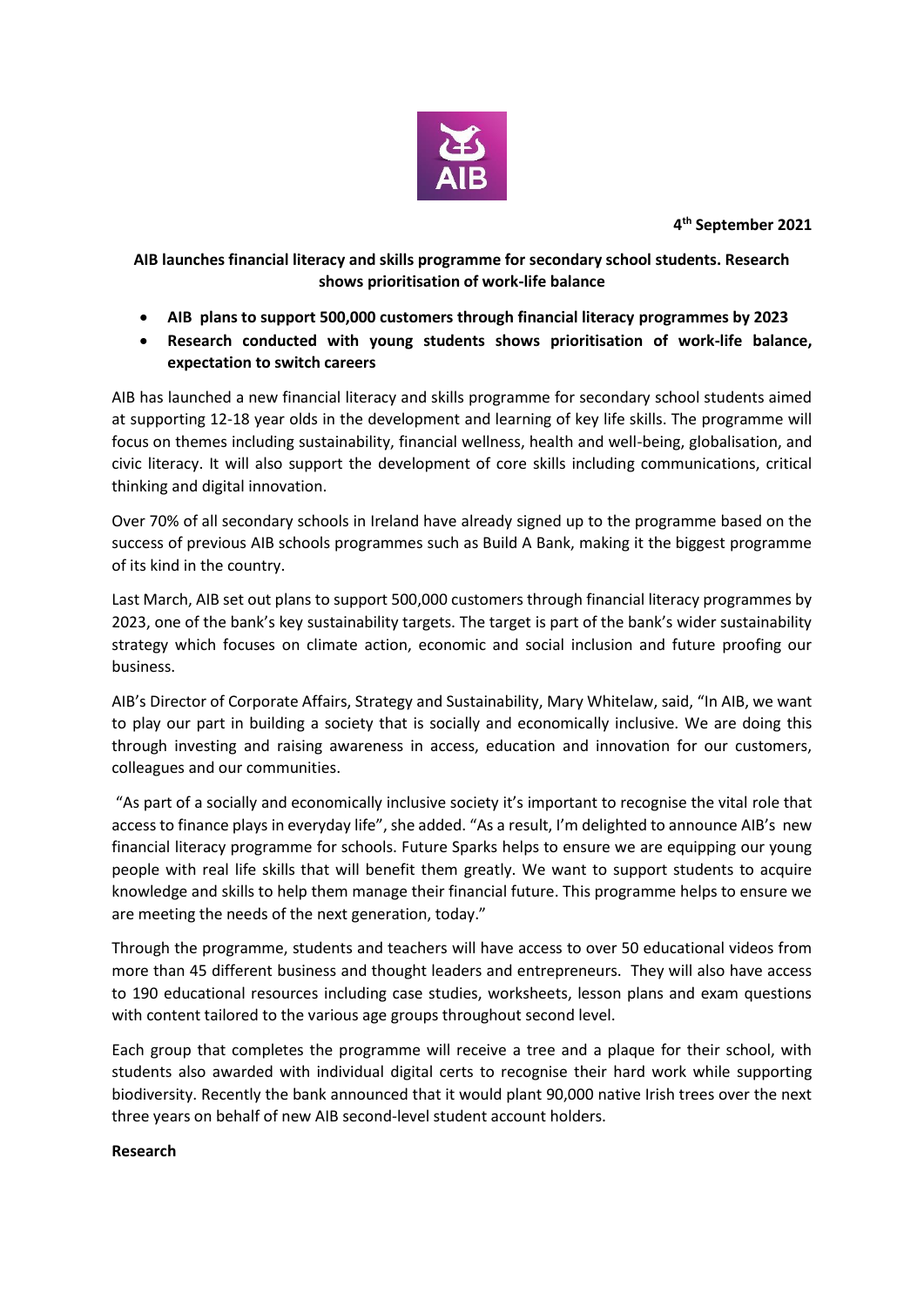4th September 2021

**AIB launches financial literacy and skills programme for secondary school students. Research shows prioritisation of work-life balance**

- **AIB plans to support 500,000 customers through financial literacy programmes by 2023**
- **Research conducted with young students shows prioritisation of work-life balance, expectation to switch careers**

AIB has launched a new financial literacy and skills programme for secondary school students aimed at supporting 12-18 year olds in the development and learning of key life skills. The programme will focus on themes including sustainability, financial wellness, health and well-being, globalisation, and civic literacy. It will also support the development of core skills including communications, critical thinking and digital innovation.

Over 70% of all secondary schools in Ireland have already signed up to the programme based on the success of previous AIB schools programmes such as Build A Bank, making it the biggest programme of its kind in the country.

Last March, AIB set out plans to support 500,000 customers through financial literacy programmes by 2023, one of the bank's key sustainability targets. The target is part of the bank's wider sustainability strategy which focuses on climate action, economic and social inclusion and future proofing our business.

AIB's Director of Corporate Affairs, Strategy and Sustainability, Mary Whitelaw, said, "In AIB, we want to play our part in building a society that is socially and economically inclusive. We are doing this through investing and raising awareness in access, education and innovation for our customers, colleagues and our communities.

"As part of a socially and economically inclusive society it's important to recognise the vital role that access to finance plays in everyday life", she added. "As a result, I'm delighted to announce AIB's new financial literacy programme for schools. Future Sparks helps to ensure we are equipping our young people with real life skills that will benefit them greatly. We want to support students to acquire knowledge and skills to help them manage their financial future. This programme helps to ensure we are meeting the needs of the next generation, today."

Through the programme, students and teachers will have access to over 50 educational videos from more than 45 different business and thought leaders and entrepreneurs. They will also have access to 190 educational resources including case studies, worksheets, lesson plans and exam questions with content tailored to the various age groups throughout second level.

Each group that completes the programme will receive a tree and a plaque for their school, with students also awarded with individual digital certs to recognise their hard work while supporting biodiversity. Recently the bank announced that it would plant 90,000 native Irish trees over the next three years on behalf of new AIB second-level student account holders.

**Research**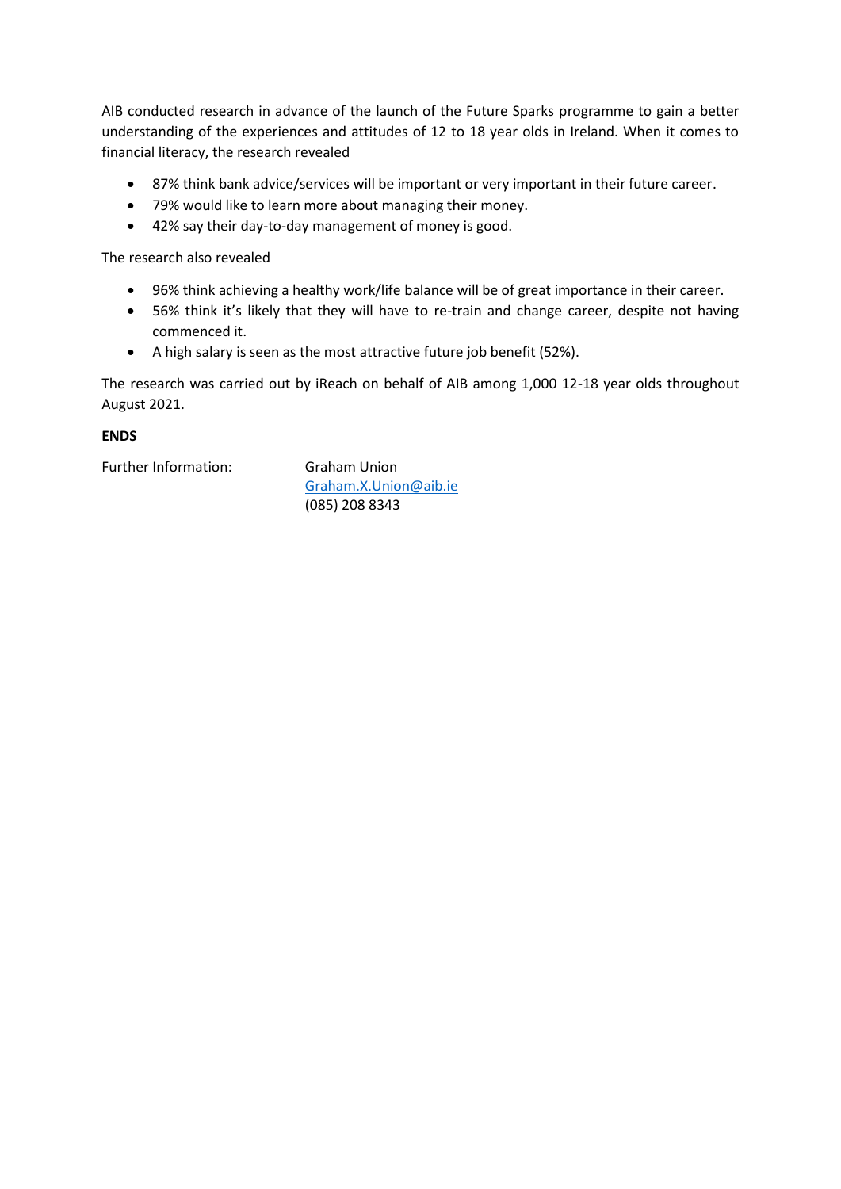AIB conducted research in advance of the launch of the Future Sparks programme to gain a better understanding of the experiences and attitudes of 12 to 18 year olds in Ireland. When it comes to financial literacy, the research revealed

- 87% think bank advice/services will be important or very important in their future career.
- 79% would like to learn more about managing their money.
- 42% say their day-to-day management of money is good.

The research also revealed

- 96% think achieving a healthy work/life balance will be of great importance in their career.
- 56% think it's likely that they will have to re-train and change career, despite not having commenced it.
- A high salary is seen as the most attractive future job benefit (52%).

The research was carried out by iReach on behalf of AIB among 1,000 12-18 year olds throughout August 2021.

**ENDS**

Further Information: Graham Union
Graham.X.Union@aib.ie
(085) 208 8343